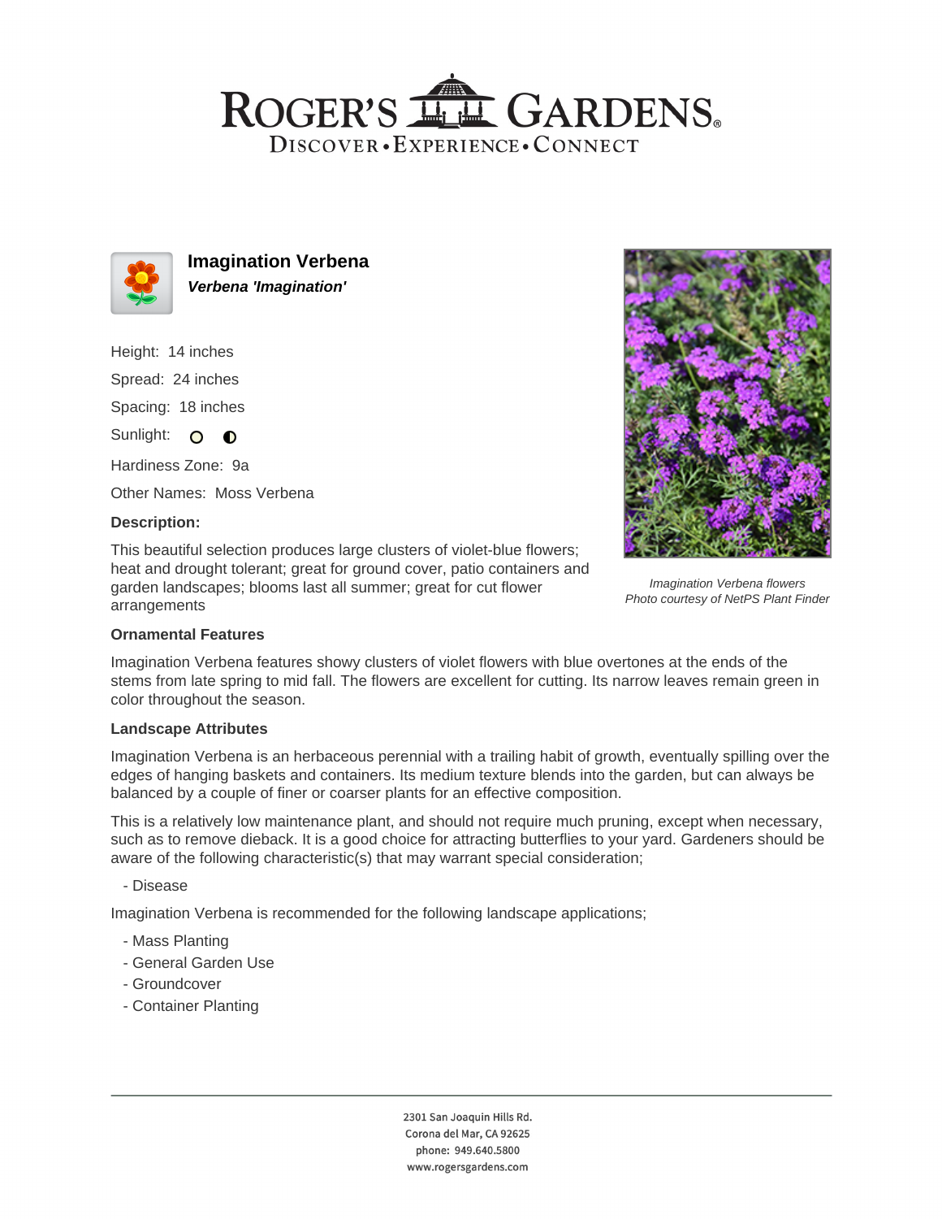# Roger's Gardens

Discover • Experience • Connect

## Imagination Verbena

***Verbena 'Imagination'***

Height: 14 inches

Spread: 24 inches

Spacing: 18 inches

Sunlight:

Hardiness Zone: 9a

Other Names: Moss Verbena

### Description:

This beautiful selection produces large clusters of violet-blue flowers; heat and drought tolerant; great for ground cover, patio containers and garden landscapes; blooms last all summer; great for cut flower arrangements

*Imagination Verbena flowers*
*Photo courtesy of NetPS Plant Finder*

### Ornamental Features

Imagination Verbena features showy clusters of violet flowers with blue overtones at the ends of the stems from late spring to mid fall. The flowers are excellent for cutting. Its narrow leaves remain green in color throughout the season.

### Landscape Attributes

Imagination Verbena is an herbaceous perennial with a trailing habit of growth, eventually spilling over the edges of hanging baskets and containers. Its medium texture blends into the garden, but can always be balanced by a couple of finer or coarser plants for an effective composition.

This is a relatively low maintenance plant, and should not require much pruning, except when necessary, such as to remove dieback. It is a good choice for attracting butterflies to your yard. Gardeners should be aware of the following characteristic(s) that may warrant special consideration;

- Disease

Imagination Verbena is recommended for the following landscape applications;

- Mass Planting
- General Garden Use
- Groundcover
- Container Planting

2301 San Joaquin Hills Rd.
Corona del Mar, CA 92625
phone: 949.640.5800
www.rogersgardens.com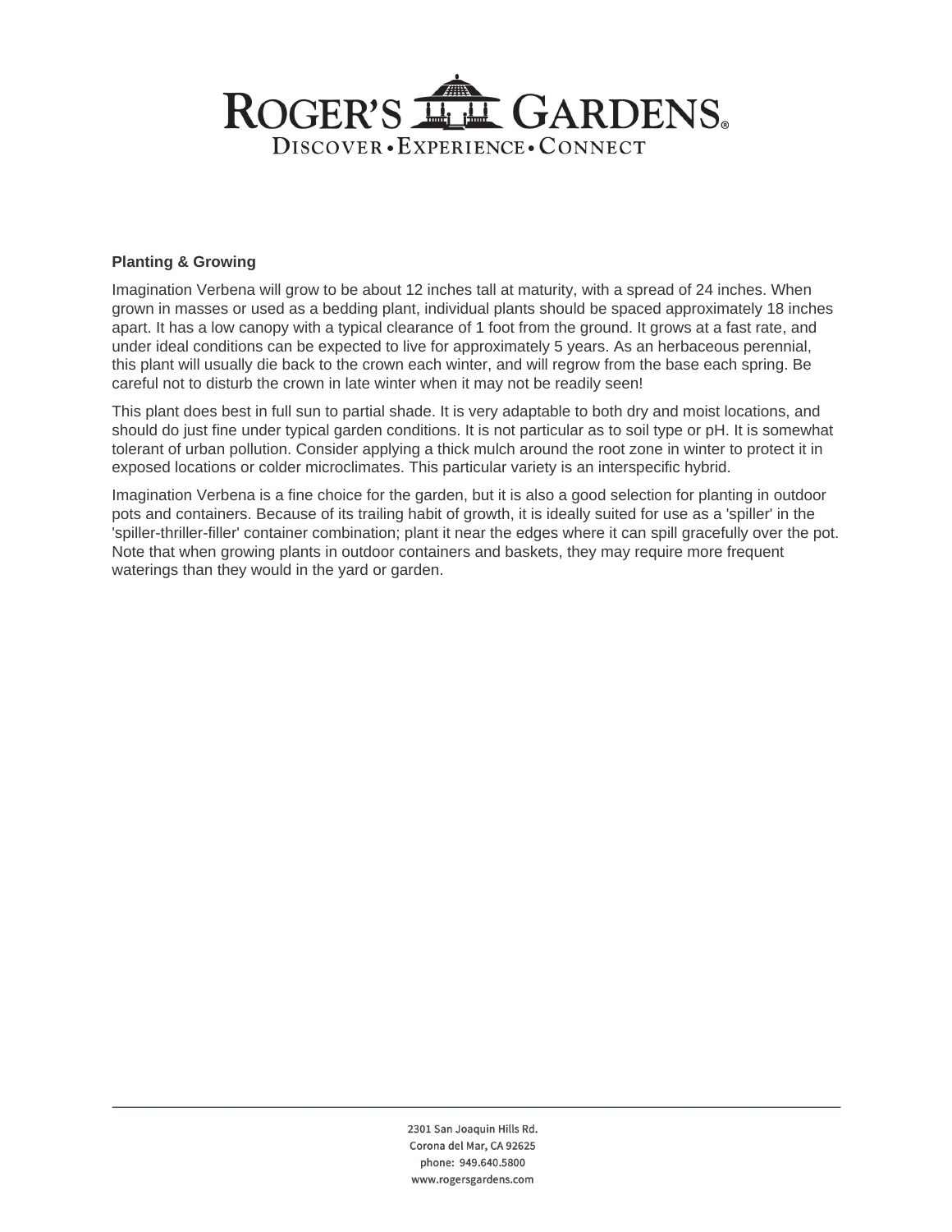**Planting & Growing**

Imagination Verbena will grow to be about 12 inches tall at maturity, with a spread of 24 inches. When grown in masses or used as a bedding plant, individual plants should be spaced approximately 18 inches apart. It has a low canopy with a typical clearance of 1 foot from the ground. It grows at a fast rate, and under ideal conditions can be expected to live for approximately 5 years. As an herbaceous perennial, this plant will usually die back to the crown each winter, and will regrow from the base each spring. Be careful not to disturb the crown in late winter when it may not be readily seen!

This plant does best in full sun to partial shade. It is very adaptable to both dry and moist locations, and should do just fine under typical garden conditions. It is not particular as to soil type or pH. It is somewhat tolerant of urban pollution. Consider applying a thick mulch around the root zone in winter to protect it in exposed locations or colder microclimates. This particular variety is an interspecific hybrid.

Imagination Verbena is a fine choice for the garden, but it is also a good selection for planting in outdoor pots and containers. Because of its trailing habit of growth, it is ideally suited for use as a 'spiller' in the 'spiller-thriller-filler' container combination; plant it near the edges where it can spill gracefully over the pot. Note that when growing plants in outdoor containers and baskets, they may require more frequent waterings than they would in the yard or garden.